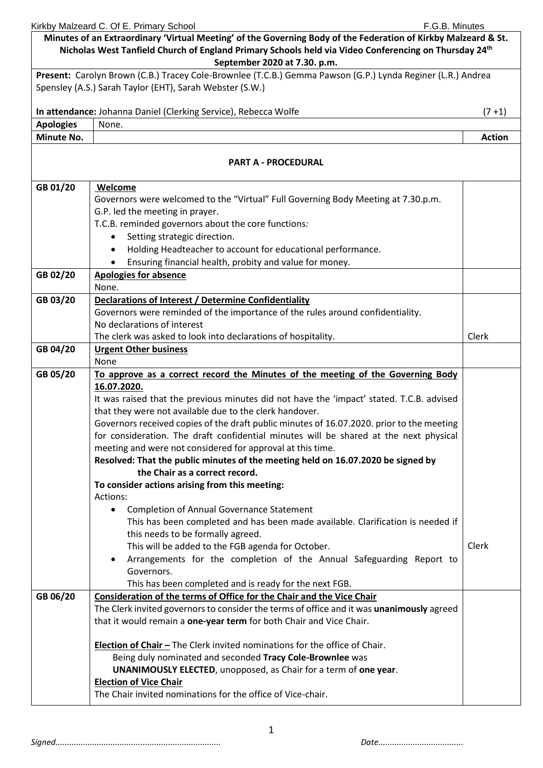**Minutes of an Extraordinary 'Virtual Meeting' of the Governing Body of the Federation of Kirkby Malzeard & St. Nicholas West Tanfield Church of England Primary Schools held via Video Conferencing on Thursday 24th September 2020 at 7.30. p.m.**

**Present:** Carolyn Brown (C.B.) Tracey Cole-Brownlee (T.C.B.) Gemma Pawson (G.P.) Lynda Reginer (L.R.) Andrea Spensley (A.S.) Sarah Taylor (EHT), Sarah Webster (S.W.)

**In attendance:** Johanna Daniel (Clerking Service), Rebecca Wolfe (7 +1)

| **Apologies** | None. | |
|---|---|---|
| **Minute No.** | | **Action** |
| | **PART A - PROCEDURAL** | |
| GB 01/20 | **Welcome**<br>Governors were welcomed to the "Virtual" Full Governing Body Meeting at 7.30.p.m.<br>G.P. led the meeting in prayer.<br>T.C.B. reminded governors about the core functions:<br>• Setting strategic direction.<br>• Holding Headteacher to account for educational performance.<br>• Ensuring financial health, probity and value for money. | |
| GB 02/20 | **Apologies for absence**<br>None. | |
| GB 03/20 | **Declarations of Interest / Determine Confidentiality**<br>Governors were reminded of the importance of the rules around confidentiality.<br>No declarations of interest<br>The clerk was asked to look into declarations of hospitality. | Clerk |
| GB 04/20 | **Urgent Other business**<br>None | |
| GB 05/20 | **To approve as a correct record the Minutes of the meeting of the Governing Body 16.07.2020.**<br>It was raised that the previous minutes did not have the 'impact' stated. T.C.B. advised that they were not available due to the clerk handover.<br>Governors received copies of the draft public minutes of 16.07.2020. prior to the meeting for consideration. The draft confidential minutes will be shared at the next physical meeting and were not considered for approval at this time.<br>**Resolved: That the public minutes of the meeting held on 16.07.2020 be signed by the Chair as a correct record.**<br>**To consider actions arising from this meeting:**<br>Actions:<br>• Completion of Annual Governance Statement<br>This has been completed and has been made available. Clarification is needed if this needs to be formally agreed.<br>This will be added to the FGB agenda for October.<br>• Arrangements for the completion of the Annual Safeguarding Report to Governors.<br>This has been completed and is ready for the next FGB. | Clerk |
| GB 06/20 | **Consideration of the terms of Office for the Chair and the Vice Chair**<br>The Clerk invited governors to consider the terms of office and it was **unanimously** agreed that it would remain a **one-year term** for both Chair and Vice Chair.<br><br>**Election of Chair –** The Clerk invited nominations for the office of Chair.<br>Being duly nominated and seconded **Tracy Cole-Brownlee** was **UNANIMOUSLY ELECTED**, unopposed, as Chair for a term of **one year**.<br>**Election of Vice Chair**<br>The Chair invited nominations for the office of Vice-chair. | |

*Signed.......................................................................* *Date....................................*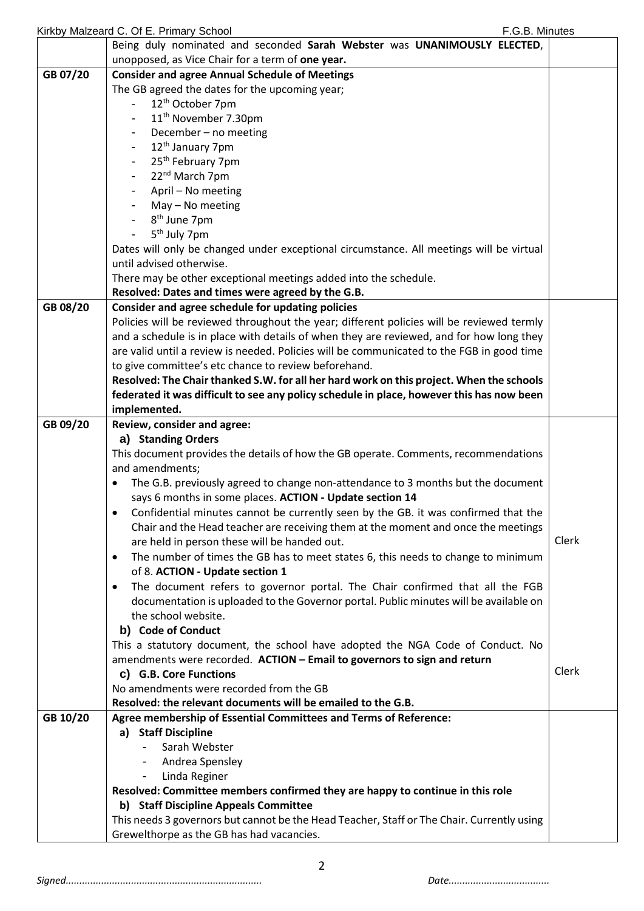| | | |
|---|---|---|
| | Being duly nominated and seconded **Sarah Webster** was **UNANIMOUSLY ELECTED**, unopposed, as Vice Chair for a term of **one year.** | |
| GB 07/20 | **Consider and agree Annual Schedule of Meetings**<br>The GB agreed the dates for the upcoming year;<br>- 12th October 7pm<br>- 11th November 7.30pm<br>- December – no meeting<br>- 12th January 7pm<br>- 25th February 7pm<br>- 22nd March 7pm<br>- April – No meeting<br>- May – No meeting<br>- 8th June 7pm<br>- 5th July 7pm<br>Dates will only be changed under exceptional circumstance. All meetings will be virtual until advised otherwise.<br>There may be other exceptional meetings added into the schedule.<br>**Resolved: Dates and times were agreed by the G.B.** | |
| GB 08/20 | **Consider and agree schedule for updating policies**<br>Policies will be reviewed throughout the year; different policies will be reviewed termly and a schedule is in place with details of when they are reviewed, and for how long they are valid until a review is needed. Policies will be communicated to the FGB in good time to give committee's etc chance to review beforehand.<br>**Resolved: The Chair thanked S.W. for all her hard work on this project. When the schools federated it was difficult to see any policy schedule in place, however this has now been implemented.** | |
| GB 09/20 | **Review, consider and agree:**<br>**a) Standing Orders**<br>This document provides the details of how the GB operate. Comments, recommendations and amendments;<br>• The G.B. previously agreed to change non-attendance to 3 months but the document says 6 months in some places. **ACTION - Update section 14**<br>• Confidential minutes cannot be currently seen by the GB. it was confirmed that the Chair and the Head teacher are receiving them at the moment and once the meetings are held in person these will be handed out.<br>• The number of times the GB has to meet states 6, this needs to change to minimum of 8. **ACTION - Update section 1**<br>• The document refers to governor portal. The Chair confirmed that all the FGB documentation is uploaded to the Governor portal. Public minutes will be available on the school website.<br>**b) Code of Conduct**<br>This a statutory document, the school have adopted the NGA Code of Conduct. No amendments were recorded. **ACTION – Email to governors to sign and return**<br>**c) G.B. Core Functions**<br>No amendments were recorded from the GB<br>**Resolved: the relevant documents will be emailed to the G.B.** | Clerk<br><br>Clerk |
| GB 10/20 | **Agree membership of Essential Committees and Terms of Reference:**<br>**a) Staff Discipline**<br>- Sarah Webster<br>- Andrea Spensley<br>- Linda Reginer<br>**Resolved: Committee members confirmed they are happy to continue in this role**<br>**b) Staff Discipline Appeals Committee**<br>This needs 3 governors but cannot be the Head Teacher, Staff or The Chair. Currently using Grewelthorpe as the GB has had vacancies. | |

*Signed.......................................................................* *Date....................................*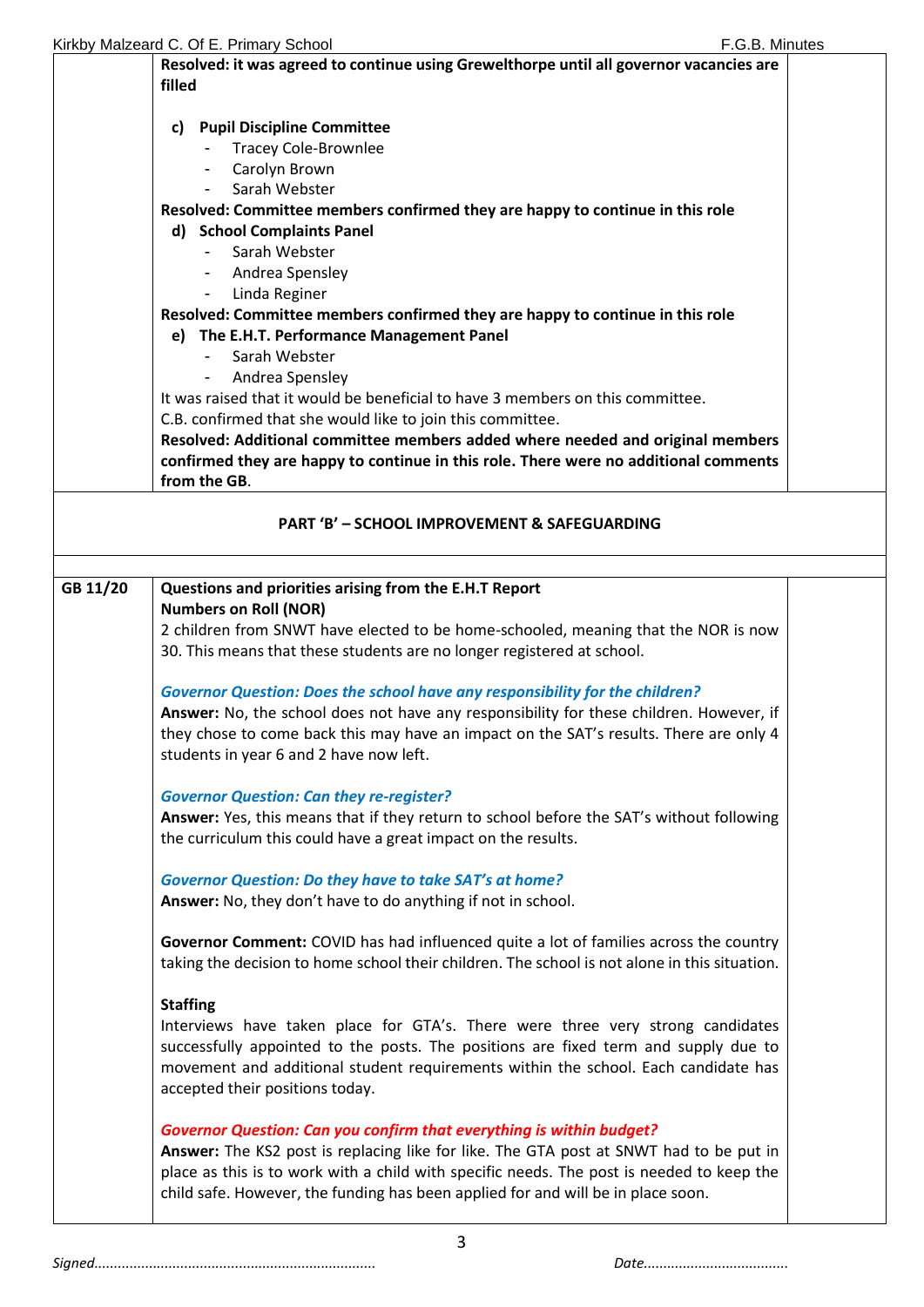**Resolved: it was agreed to continue using Grewelthorpe until all governor vacancies are filled**

**c) Pupil Discipline Committee**

- Tracey Cole-Brownlee
- Carolyn Brown
- Sarah Webster

**Resolved: Committee members confirmed they are happy to continue in this role**

**d) School Complaints Panel**

- Sarah Webster
- Andrea Spensley
- Linda Reginer

**Resolved: Committee members confirmed they are happy to continue in this role**

**e) The E.H.T. Performance Management Panel**

- Sarah Webster
- Andrea Spensley

It was raised that it would be beneficial to have 3 members on this committee.
C.B. confirmed that she would like to join this committee.

**Resolved: Additional committee members added where needed and original members confirmed they are happy to continue in this role. There were no additional comments from the GB.**

## PART 'B' – SCHOOL IMPROVEMENT & SAFEGUARDING

**GB 11/20**

**Questions and priorities arising from the E.H.T Report**

**Numbers on Roll (NOR)**

2 children from SNWT have elected to be home-schooled, meaning that the NOR is now 30. This means that these students are no longer registered at school.

***Governor Question: Does the school have any responsibility for the children?***

**Answer:** No, the school does not have any responsibility for these children. However, if they chose to come back this may have an impact on the SAT's results. There are only 4 students in year 6 and 2 have now left.

***Governor Question: Can they re-register?***

**Answer:** Yes, this means that if they return to school before the SAT's without following the curriculum this could have a great impact on the results.

***Governor Question: Do they have to take SAT's at home?***

**Answer:** No, they don't have to do anything if not in school.

**Governor Comment:** COVID has had influenced quite a lot of families across the country taking the decision to home school their children. The school is not alone in this situation.

**Staffing**

Interviews have taken place for GTA's. There were three very strong candidates successfully appointed to the posts. The positions are fixed term and supply due to movement and additional student requirements within the school. Each candidate has accepted their positions today.

***Governor Question: Can you confirm that everything is within budget?***

**Answer:** The KS2 post is replacing like for like. The GTA post at SNWT had to be put in place as this is to work with a child with specific needs. The post is needed to keep the child safe. However, the funding has been applied for and will be in place soon.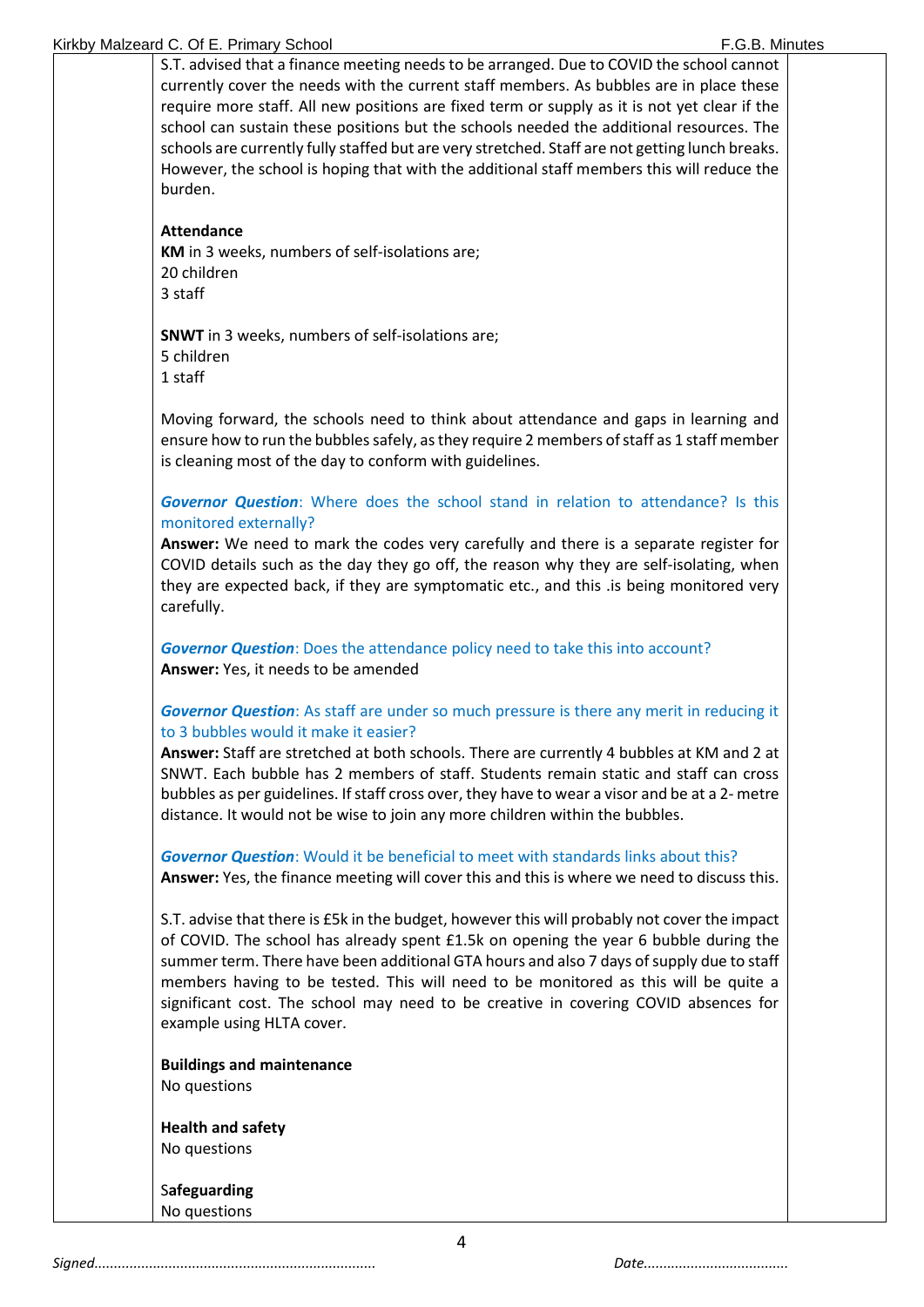S.T. advised that a finance meeting needs to be arranged. Due to COVID the school cannot currently cover the needs with the current staff members. As bubbles are in place these require more staff. All new positions are fixed term or supply as it is not yet clear if the school can sustain these positions but the schools needed the additional resources. The schools are currently fully staffed but are very stretched. Staff are not getting lunch breaks. However, the school is hoping that with the additional staff members this will reduce the burden.

**Attendance**

**KM** in 3 weeks, numbers of self-isolations are;
20 children
3 staff

**SNWT** in 3 weeks, numbers of self-isolations are;
5 children
1 staff

Moving forward, the schools need to think about attendance and gaps in learning and ensure how to run the bubbles safely, as they require 2 members of staff as 1 staff member is cleaning most of the day to conform with guidelines.

***Governor Question***: Where does the school stand in relation to attendance? Is this monitored externally?
**Answer:** We need to mark the codes very carefully and there is a separate register for COVID details such as the day they go off, the reason why they are self-isolating, when they are expected back, if they are symptomatic etc., and this .is being monitored very carefully.

***Governor Question***: Does the attendance policy need to take this into account?
**Answer:** Yes, it needs to be amended

***Governor Question***: As staff are under so much pressure is there any merit in reducing it to 3 bubbles would it make it easier?
**Answer:** Staff are stretched at both schools. There are currently 4 bubbles at KM and 2 at SNWT. Each bubble has 2 members of staff. Students remain static and staff can cross bubbles as per guidelines. If staff cross over, they have to wear a visor and be at a 2- metre distance. It would not be wise to join any more children within the bubbles.

***Governor Question***: Would it be beneficial to meet with standards links about this?
**Answer:** Yes, the finance meeting will cover this and this is where we need to discuss this.

S.T. advise that there is £5k in the budget, however this will probably not cover the impact of COVID. The school has already spent £1.5k on opening the year 6 bubble during the summer term. There have been additional GTA hours and also 7 days of supply due to staff members having to be tested. This will need to be monitored as this will be quite a significant cost. The school may need to be creative in covering COVID absences for example using HLTA cover.

**Buildings and maintenance**
No questions

**Health and safety**
No questions

S**afeguarding**
No questions

*Signed.......................................................................* *Date....................................*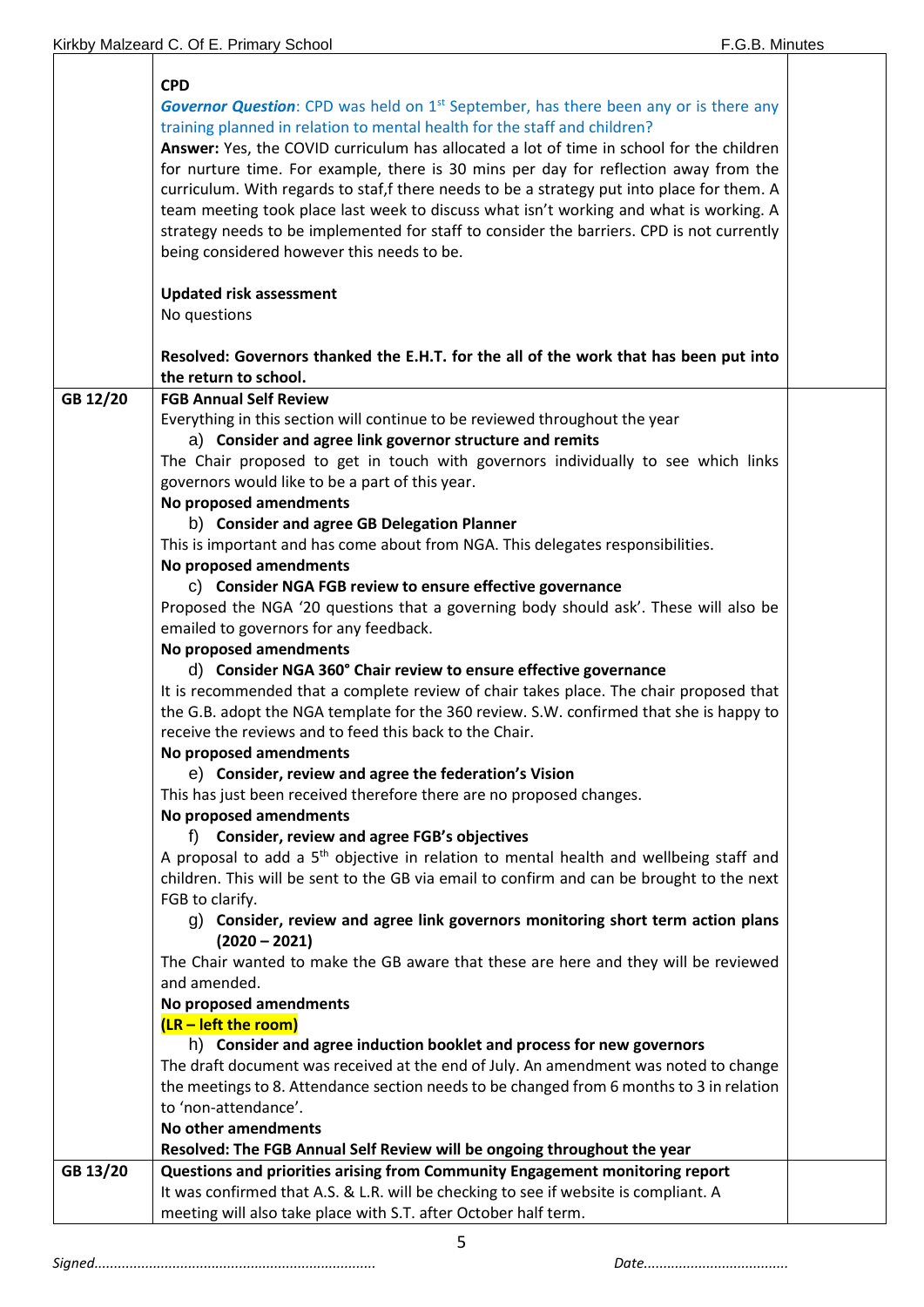| | | |
|---|---|---|
| | **CPD**<br>***Governor Question***: CPD was held on 1st September, has there been any or is there any training planned in relation to mental health for the staff and children?<br>**Answer:** Yes, the COVID curriculum has allocated a lot of time in school for the children for nurture time. For example, there is 30 mins per day for reflection away from the curriculum. With regards to staf,f there needs to be a strategy put into place for them. A team meeting took place last week to discuss what isn't working and what is working. A strategy needs to be implemented for staff to consider the barriers. CPD is not currently being considered however this needs to be.<br><br>**Updated risk assessment**<br>No questions<br><br>**Resolved: Governors thanked the E.H.T. for the all of the work that has been put into the return to school.** | |
| **GB 12/20** | **FGB Annual Self Review**<br>Everything in this section will continue to be reviewed throughout the year<br>a) **Consider and agree link governor structure and remits**<br>The Chair proposed to get in touch with governors individually to see which links governors would like to be a part of this year.<br>**No proposed amendments**<br>b) **Consider and agree GB Delegation Planner**<br>This is important and has come about from NGA. This delegates responsibilities.<br>**No proposed amendments**<br>c) **Consider NGA FGB review to ensure effective governance**<br>Proposed the NGA '20 questions that a governing body should ask'. These will also be emailed to governors for any feedback.<br>**No proposed amendments**<br>d) **Consider NGA 360° Chair review to ensure effective governance**<br>It is recommended that a complete review of chair takes place. The chair proposed that the G.B. adopt the NGA template for the 360 review. S.W. confirmed that she is happy to receive the reviews and to feed this back to the Chair.<br>**No proposed amendments**<br>e) **Consider, review and agree the federation's Vision**<br>This has just been received therefore there are no proposed changes.<br>**No proposed amendments**<br>f) **Consider, review and agree FGB's objectives**<br>A proposal to add a 5th objective in relation to mental health and wellbeing staff and children. This will be sent to the GB via email to confirm and can be brought to the next FGB to clarify.<br>g) **Consider, review and agree link governors monitoring short term action plans (2020 – 2021)**<br>The Chair wanted to make the GB aware that these are here and they will be reviewed and amended.<br>**No proposed amendments**<br>**(LR – left the room)**<br>h) **Consider and agree induction booklet and process for new governors**<br>The draft document was received at the end of July. An amendment was noted to change the meetings to 8. Attendance section needs to be changed from 6 months to 3 in relation to 'non-attendance'.<br>**No other amendments**<br>**Resolved: The FGB Annual Self Review will be ongoing throughout the year** | |
| **GB 13/20** | **Questions and priorities arising from Community Engagement monitoring report**<br>It was confirmed that A.S. & L.R. will be checking to see if website is compliant. A meeting will also take place with S.T. after October half term. | |

*Signed.......................................................................* *Date....................................*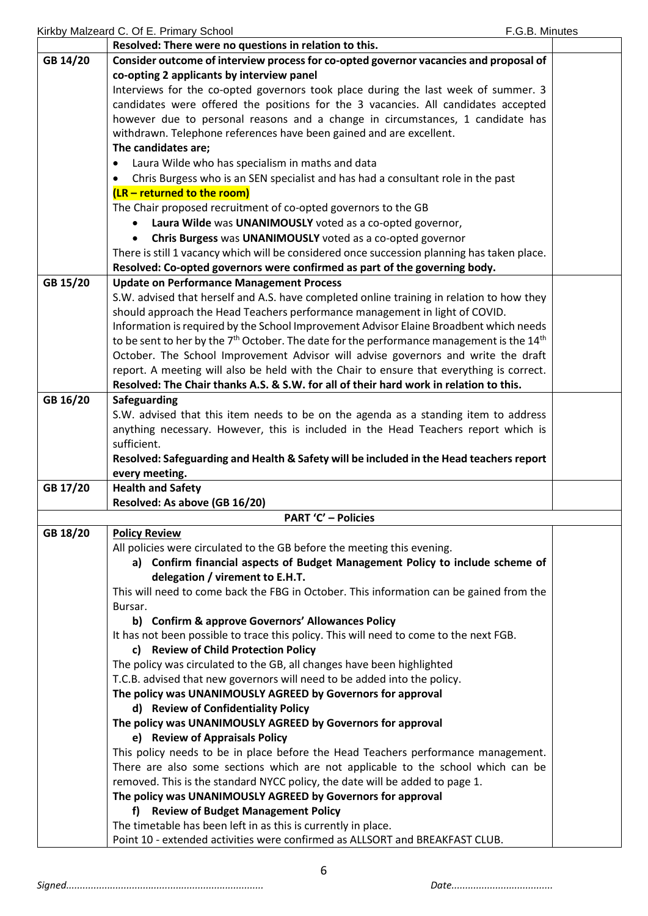| | | |
|---|---|---|
| | **Resolved: There were no questions in relation to this.** | |
| **GB 14/20** | **Consider outcome of interview process for co-opted governor vacancies and proposal of co-opting 2 applicants by interview panel**<br>Interviews for the co-opted governors took place during the last week of summer. 3 candidates were offered the positions for the 3 vacancies. All candidates accepted however due to personal reasons and a change in circumstances, 1 candidate has withdrawn. Telephone references have been gained and are excellent.<br>**The candidates are;**<br>• Laura Wilde who has specialism in maths and data<br>• Chris Burgess who is an SEN specialist and has had a consultant role in the past<br>**(LR – returned to the room)**<br>The Chair proposed recruitment of co-opted governors to the GB<br>• **Laura Wilde** was **UNANIMOUSLY** voted as a co-opted governor,<br>• **Chris Burgess** was **UNANIMOUSLY** voted as a co-opted governor<br>There is still 1 vacancy which will be considered once succession planning has taken place.<br>**Resolved: Co-opted governors were confirmed as part of the governing body.** | |
| **GB 15/20** | **Update on Performance Management Process**<br>S.W. advised that herself and A.S. have completed online training in relation to how they should approach the Head Teachers performance management in light of COVID.<br>Information is required by the School Improvement Advisor Elaine Broadbent which needs to be sent to her by the 7th October. The date for the performance management is the 14th October. The School Improvement Advisor will advise governors and write the draft report. A meeting will also be held with the Chair to ensure that everything is correct.<br>**Resolved: The Chair thanks A.S. & S.W. for all of their hard work in relation to this.** | |
| **GB 16/20** | **Safeguarding**<br>S.W. advised that this item needs to be on the agenda as a standing item to address anything necessary. However, this is included in the Head Teachers report which is sufficient.<br>**Resolved: Safeguarding and Health & Safety will be included in the Head teachers report every meeting.** | |
| **GB 17/20** | **Health and Safety**<br>**Resolved: As above (GB 16/20)** | |
| | **PART 'C' – Policies** | |
| **GB 18/20** | **Policy Review**<br>All policies were circulated to the GB before the meeting this evening.<br>**a) Confirm financial aspects of Budget Management Policy to include scheme of delegation / virement to E.H.T.**<br>This will need to come back the FBG in October. This information can be gained from the Bursar.<br>**b) Confirm & approve Governors' Allowances Policy**<br>It has not been possible to trace this policy. This will need to come to the next FGB.<br>**c) Review of Child Protection Policy**<br>The policy was circulated to the GB, all changes have been highlighted<br>T.C.B. advised that new governors will need to be added into the policy.<br>**The policy was UNANIMOUSLY AGREED by Governors for approval**<br>**d) Review of Confidentiality Policy**<br>**The policy was UNANIMOUSLY AGREED by Governors for approval**<br>**e) Review of Appraisals Policy**<br>This policy needs to be in place before the Head Teachers performance management. There are also some sections which are not applicable to the school which can be removed. This is the standard NYCC policy, the date will be added to page 1.<br>**The policy was UNANIMOUSLY AGREED by Governors for approval**<br>**f) Review of Budget Management Policy**<br>The timetable has been left in as this is currently in place.<br>Point 10 - extended activities were confirmed as ALLSORT and BREAKFAST CLUB. | |

*Signed.......................................................................* *Date....................................*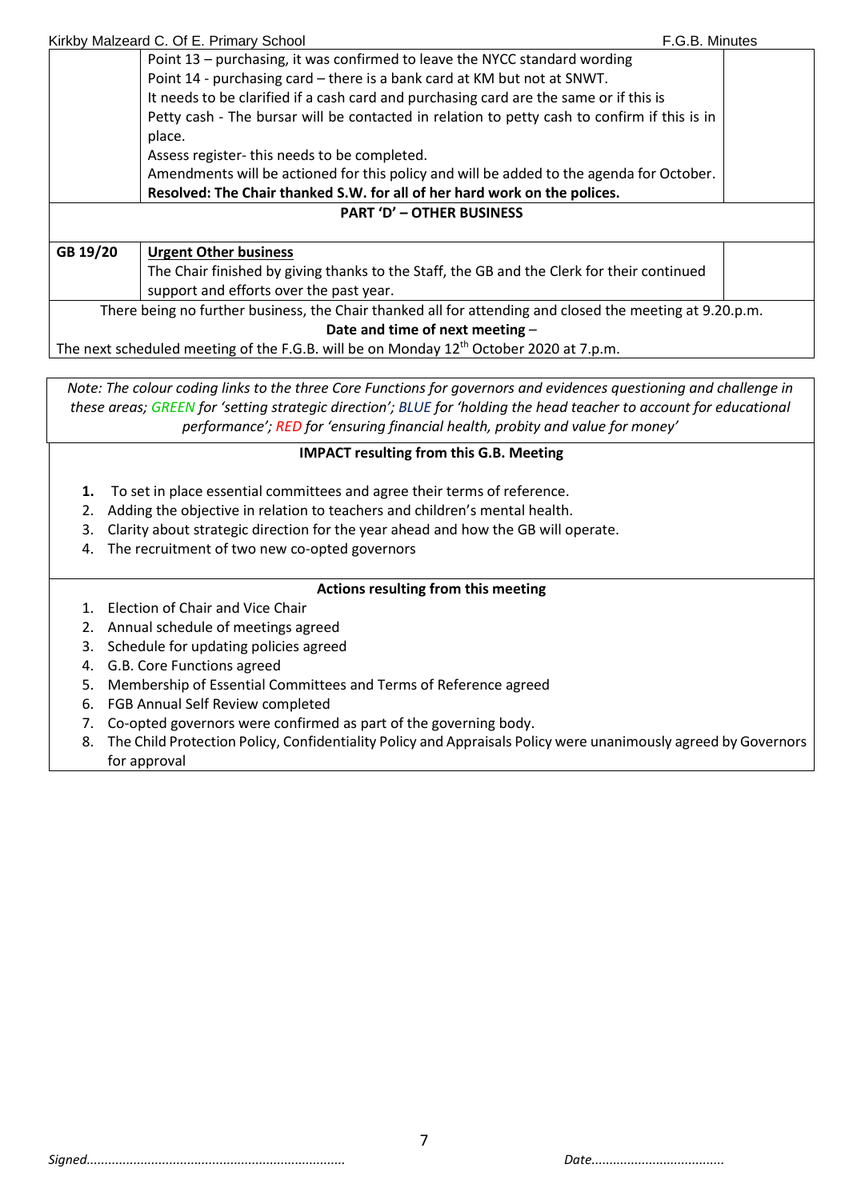| | | |
|---|---|---|
| | Point 13 – purchasing, it was confirmed to leave the NYCC standard wording<br>Point 14 - purchasing card – there is a bank card at KM but not at SNWT.<br>It needs to be clarified if a cash card and purchasing card are the same or if this is<br>Petty cash - The bursar will be contacted in relation to petty cash to confirm if this is in place.<br>Assess register- this needs to be completed.<br>Amendments will be actioned for this policy and will be added to the agenda for October.<br>**Resolved: The Chair thanked S.W. for all of her hard work on the polices.** | |
| **PART 'D' – OTHER BUSINESS** | | |
| **GB 19/20** | **Urgent Other business**<br>The Chair finished by giving thanks to the Staff, the GB and the Clerk for their continued support and efforts over the past year. | |

There being no further business, the Chair thanked all for attending and closed the meeting at 9.20.p.m.

**Date and time of next meeting** –

The next scheduled meeting of the F.G.B. will be on Monday 12th October 2020 at 7.p.m.

*Note: The colour coding links to the three Core Functions for governors and evidences questioning and challenge in these areas; GREEN for 'setting strategic direction'; BLUE for 'holding the head teacher to account for educational performance'; RED for 'ensuring financial health, probity and value for money'*

**IMPACT resulting from this G.B. Meeting**

1. To set in place essential committees and agree their terms of reference.
2. Adding the objective in relation to teachers and children's mental health.
3. Clarity about strategic direction for the year ahead and how the GB will operate.
4. The recruitment of two new co-opted governors

**Actions resulting from this meeting**

1. Election of Chair and Vice Chair
2. Annual schedule of meetings agreed
3. Schedule for updating policies agreed
4. G.B. Core Functions agreed
5. Membership of Essential Committees and Terms of Reference agreed
6. FGB Annual Self Review completed
7. Co-opted governors were confirmed as part of the governing body.
8. The Child Protection Policy, Confidentiality Policy and Appraisals Policy were unanimously agreed by Governors for approval

*Signed.......................................................................* *Date....................................*